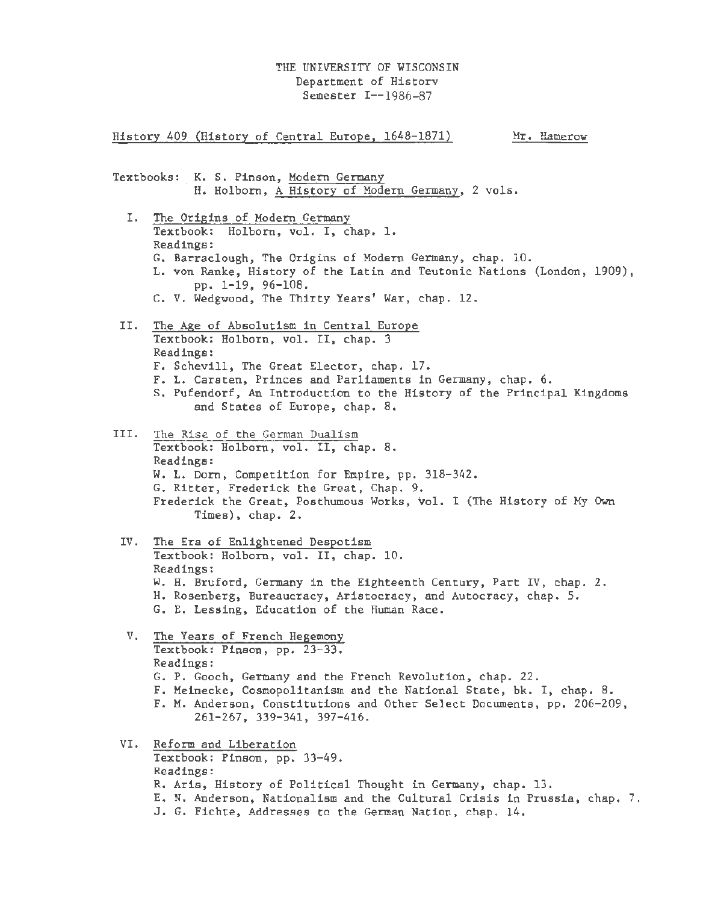THE UNIVERSITY OF WISCONSIN
Department of History
Semester I--1986-87

History 409 (History of Central Europe, 1648-1871) Mr. Hamerow

Textbooks: K. S. Pinson, Modern Germany
H. Holborn, A History of Modern Germany, 2 vols.

I. The Origins of Modern Germany
Textbook: Holborn, vol. I, chap. 1.
Readings:
G. Barraclough, The Origins of Modern Germany, chap. 10.
L. von Ranke, History of the Latin and Teutonic Nations (London, 1909), pp. 1-19, 96-108.
C. V. Wedgwood, The Thirty Years' War, chap. 12.

II. The Age of Absolutism in Central Europe
Textbook: Holborn, vol. II, chap. 3
Readings:
F. Schevill, The Great Elector, chap. 17.
F. L. Carsten, Princes and Parliaments in Germany, chap. 6.
S. Pufendorf, An Introduction to the History of the Principal Kingdoms and States of Europe, chap. 8.

III. The Rise of the German Dualism
Textbook: Holborn, vol. II, chap. 8.
Readings:
W. L. Dorn, Competition for Empire, pp. 318-342.
G. Ritter, Frederick the Great, Chap. 9.
Frederick the Great, Posthumous Works, vol. I (The History of My Own Times), chap. 2.

IV. The Era of Enlightened Despotism
Textbook: Holborn, vol. II, chap. 10.
Readings:
W. H. Bruford, Germany in the Eighteenth Century, Part IV, chap. 2.
H. Rosenberg, Bureaucracy, Aristocracy, and Autocracy, chap. 5.
G. E. Lessing, Education of the Human Race.

V. The Years of French Hegemony
Textbook: Pinson, pp. 23-33.
Readings:
G. P. Gooch, Germany and the French Revolution, chap. 22.
F. Meinecke, Cosmopolitanism and the National State, bk. I, chap. 8.
F. M. Anderson, Constitutions and Other Select Documents, pp. 206-209, 261-267, 339-341, 397-416.

VI. Reform and Liberation
Textbook: Pinson, pp. 33-49.
Readings:
R. Aris, History of Political Thought in Germany, chap. 13.
E. N. Anderson, Nationalism and the Cultural Crisis in Prussia, chap. 7.
J. G. Fichte, Addresses to the German Nation, chap. 14.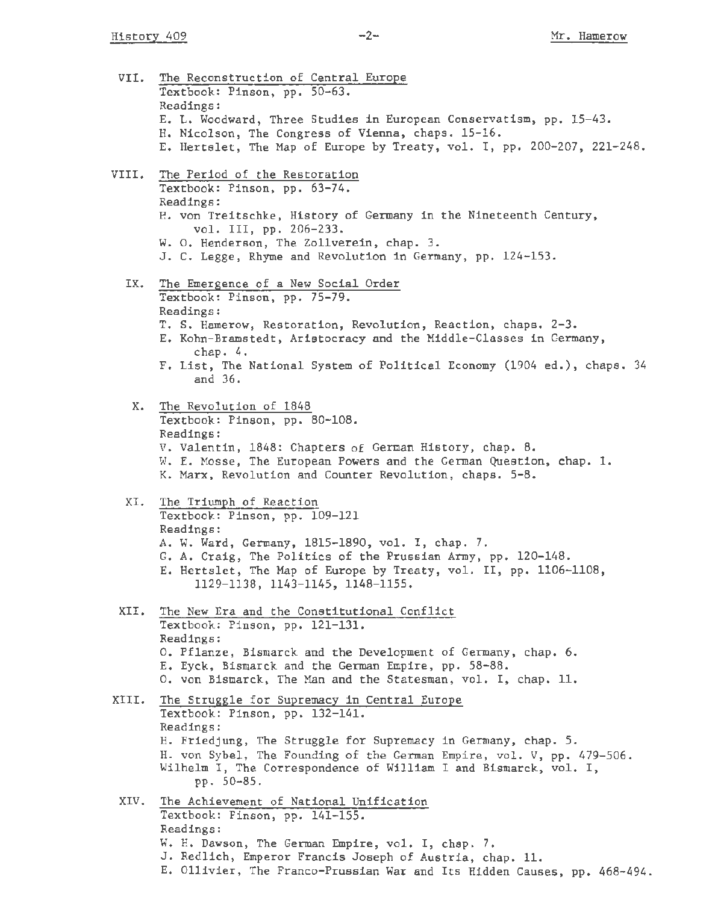VII. The Reconstruction of Central Europe
Textbook: Pinson, pp. 50-63.
Readings:
E. L. Woodward, Three Studies in European Conservatism, pp. 15-43.
H. Nicolson, The Congress of Vienna, chaps. 15-16.
E. Hertslet, The Map of Europe by Treaty, vol. I, pp. 200-207, 221-248.

VIII. The Period of the Restoration
Textbook: Pinson, pp. 63-74.
Readings:
H. von Treitschke, History of Germany in the Nineteenth Century, vol. III, pp. 206-233.
W. O. Henderson, The Zollverein, chap. 3.
J. C. Legge, Rhyme and Revolution in Germany, pp. 124-153.

IX. The Emergence of a New Social Order
Textbook: Pinson, pp. 75-79.
Readings:
T. S. Hamerow, Restoration, Revolution, Reaction, chaps. 2-3.
E. Kohn-Bramstedt, Aristocracy and the Middle-Classes in Germany, chap. 4.
F. List, The National System of Political Economy (1904 ed.), chaps. 34 and 36.

X. The Revolution of 1848
Textbook: Pinson, pp. 80-108.
Readings:
V. Valentin, 1848: Chapters of German History, chap. 8.
W. E. Mosse, The European Powers and the German Question, chap. 1.
K. Marx, Revolution and Counter Revolution, chaps. 5-8.

XI. The Triumph of Reaction
Textbook: Pinson, pp. 109-121
Readings:
A. W. Ward, Germany, 1815-1890, vol. I, chap. 7.
G. A. Craig, The Politics of the Prussian Army, pp. 120-148.
E. Hertslet, The Map of Europe by Treaty, vol. II, pp. 1106-1108, 1129-1138, 1143-1145, 1148-1155.

XII. The New Era and the Constitutional Conflict
Textbook: Pinson, pp. 121-131.
Readings:
O. Pflanze, Bismarck and the Development of Germany, chap. 6.
E. Eyck, Bismarck and the German Empire, pp. 58-88.
O. von Bismarck, The Man and the Statesman, vol. I, chap. 11.

XIII. The Struggle for Supremacy in Central Europe
Textbook: Pinson, pp. 132-141.
Readings:
H. Friedjung, The Struggle for Supremacy in Germany, chap. 5.
H. von Sybel, The Founding of the German Empire, vol. V, pp. 479-506.
Wilhelm I, The Correspondence of William I and Bismarck, vol. I, pp. 50-85.

XIV. The Achievement of National Unification
Textbook: Pinson, pp. 141-155.
Readings:
W. H. Dawson, The German Empire, vol. I, chap. 7.
J. Redlich, Emperor Francis Joseph of Austria, chap. 11.
E. Ollivier, The Franco-Prussian War and Its Hidden Causes, pp. 468-494.